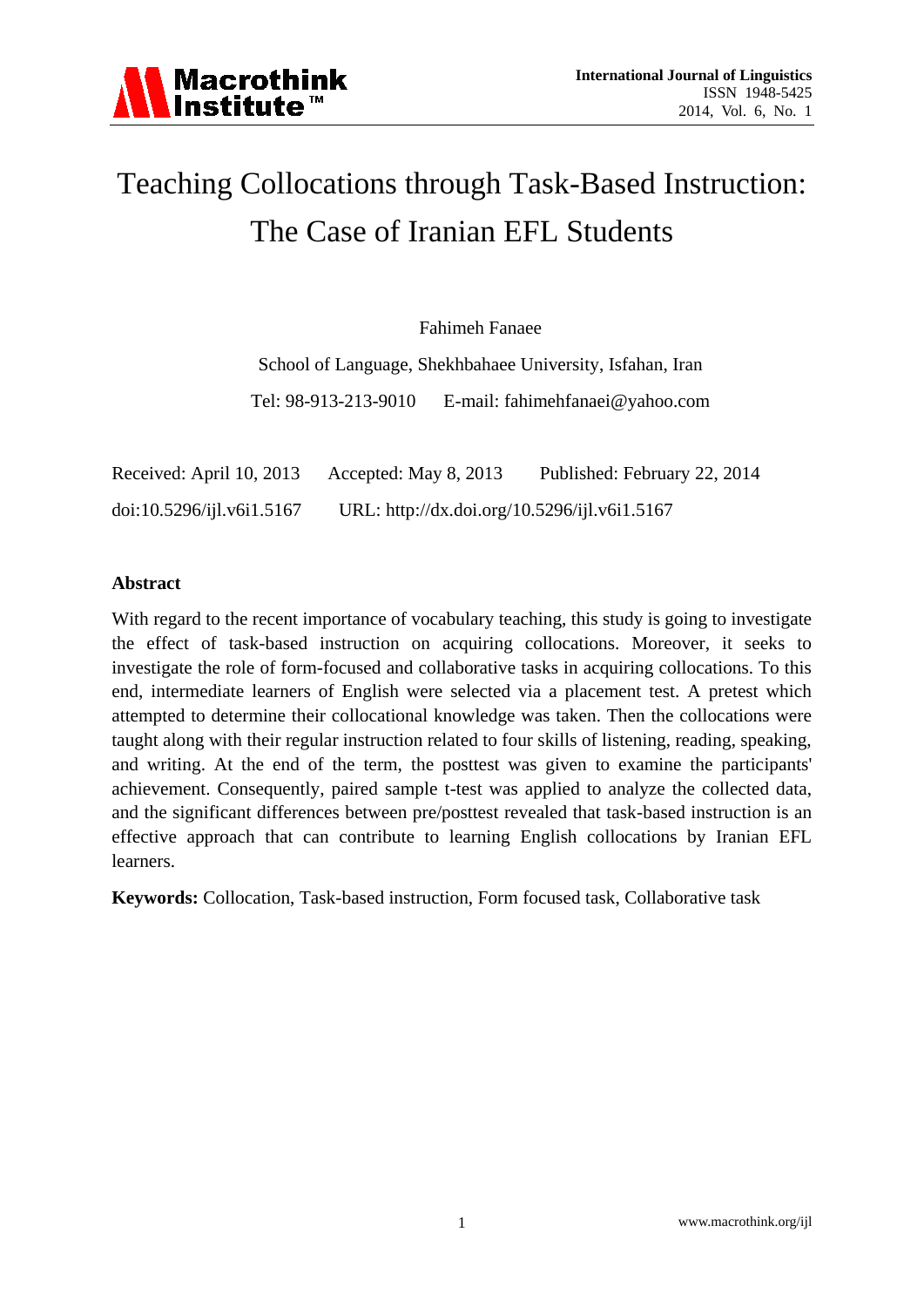# Teaching Collocations through Task-Based Instruction: The Case of Iranian EFL Students

Fahimeh Fanaee

School of Language, Shekhbahaee University, Isfahan, Iran

Tel: 98-913-213-9010 E-mail: fahimehfanaei@yahoo.com

Received: April 10, 2013 Accepted: May 8, 2013 Published: February 22, 2014

doi:10.5296/ijl.v6i1.5167 URL: http://dx.doi.org/10.5296/ijl.v6i1.5167

## Abstract

With regard to the recent importance of vocabulary teaching, this study is going to investigate the effect of task-based instruction on acquiring collocations. Moreover, it seeks to investigate the role of form-focused and collaborative tasks in acquiring collocations. To this end, intermediate learners of English were selected via a placement test. A pretest which attempted to determine their collocational knowledge was taken. Then the collocations were taught along with their regular instruction related to four skills of listening, reading, speaking, and writing. At the end of the term, the posttest was given to examine the participants' achievement. Consequently, paired sample t-test was applied to analyze the collected data, and the significant differences between pre/posttest revealed that task-based instruction is an effective approach that can contribute to learning English collocations by Iranian EFL learners.

**Keywords:** Collocation, Task-based instruction, Form focused task, Collaborative task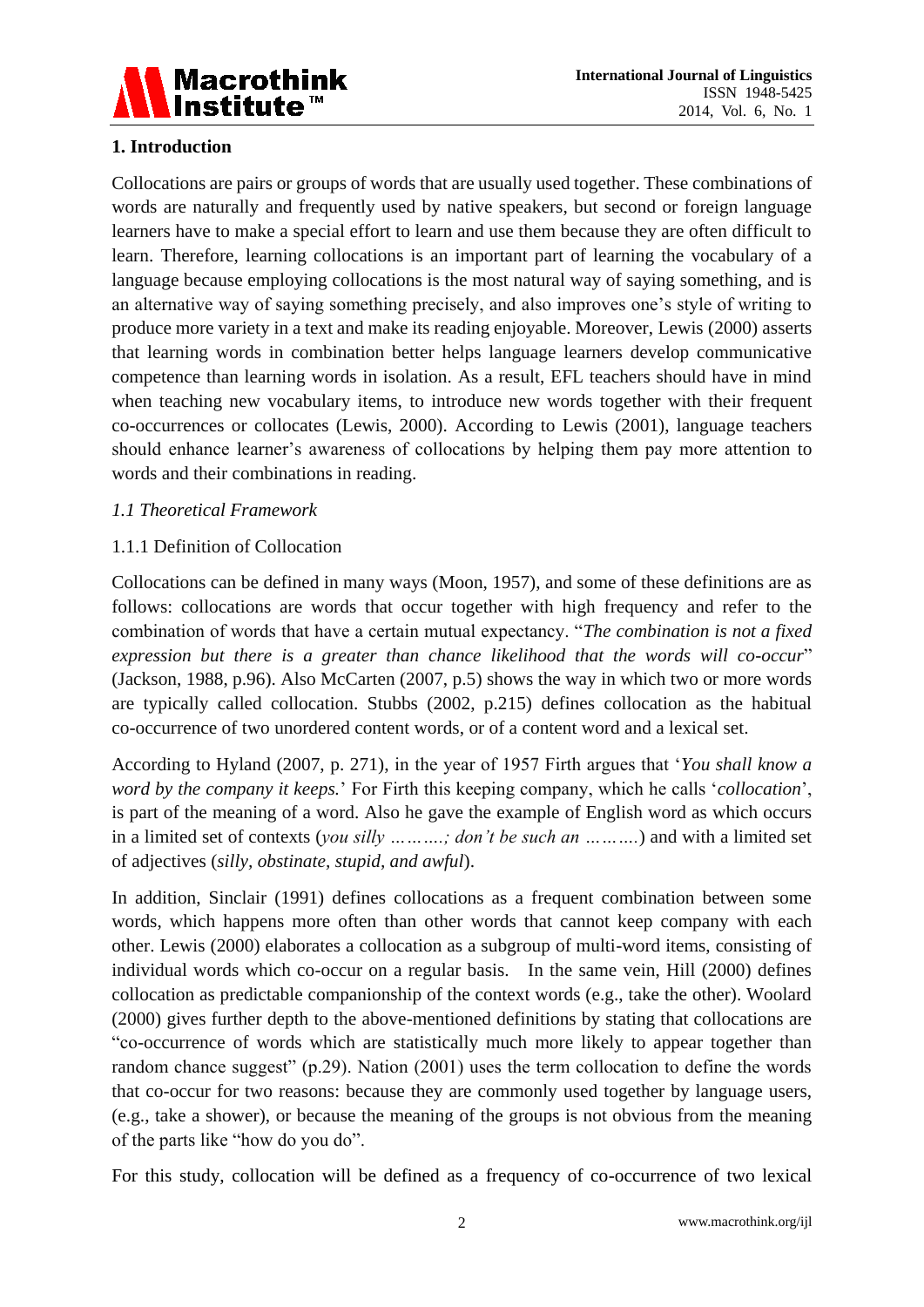## 1. Introduction

Collocations are pairs or groups of words that are usually used together. These combinations of words are naturally and frequently used by native speakers, but second or foreign language learners have to make a special effort to learn and use them because they are often difficult to learn. Therefore, learning collocations is an important part of learning the vocabulary of a language because employing collocations is the most natural way of saying something, and is an alternative way of saying something precisely, and also improves one's style of writing to produce more variety in a text and make its reading enjoyable. Moreover, Lewis (2000) asserts that learning words in combination better helps language learners develop communicative competence than learning words in isolation. As a result, EFL teachers should have in mind when teaching new vocabulary items, to introduce new words together with their frequent co-occurrences or collocates (Lewis, 2000). According to Lewis (2001), language teachers should enhance learner's awareness of collocations by helping them pay more attention to words and their combinations in reading.

### *1.1 Theoretical Framework*

#### 1.1.1 Definition of Collocation

Collocations can be defined in many ways (Moon, 1957), and some of these definitions are as follows: collocations are words that occur together with high frequency and refer to the combination of words that have a certain mutual expectancy. "*The combination is not a fixed expression but there is a greater than chance likelihood that the words will co-occur*" (Jackson, 1988, p.96). Also McCarten (2007, p.5) shows the way in which two or more words are typically called collocation. Stubbs (2002, p.215) defines collocation as the habitual co-occurrence of two unordered content words, or of a content word and a lexical set.

According to Hyland (2007, p. 271), in the year of 1957 Firth argues that '*You shall know a word by the company it keeps.*' For Firth this keeping company, which he calls '*collocation*', is part of the meaning of a word. Also he gave the example of English word as which occurs in a limited set of contexts (*you silly ……….; don't be such an ……….*) and with a limited set of adjectives (*silly, obstinate, stupid, and awful*).

In addition, Sinclair (1991) defines collocations as a frequent combination between some words, which happens more often than other words that cannot keep company with each other. Lewis (2000) elaborates a collocation as a subgroup of multi-word items, consisting of individual words which co-occur on a regular basis. In the same vein, Hill (2000) defines collocation as predictable companionship of the context words (e.g., take the other). Woolard (2000) gives further depth to the above-mentioned definitions by stating that collocations are "co-occurrence of words which are statistically much more likely to appear together than random chance suggest" (p.29). Nation (2001) uses the term collocation to define the words that co-occur for two reasons: because they are commonly used together by language users, (e.g., take a shower), or because the meaning of the groups is not obvious from the meaning of the parts like "how do you do".

For this study, collocation will be defined as a frequency of co-occurrence of two lexical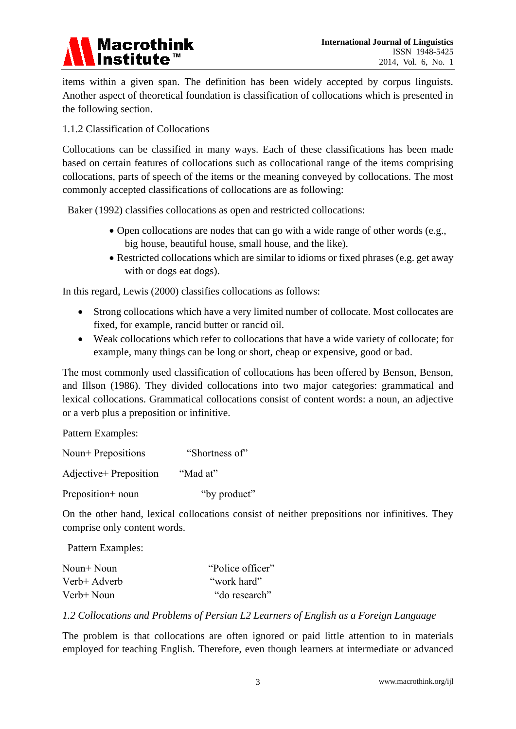items within a given span. The definition has been widely accepted by corpus linguists. Another aspect of theoretical foundation is classification of collocations which is presented in the following section.

### 1.1.2 Classification of Collocations

Collocations can be classified in many ways. Each of these classifications has been made based on certain features of collocations such as collocational range of the items comprising collocations, parts of speech of the items or the meaning conveyed by collocations. The most commonly accepted classifications of collocations are as following:

Baker (1992) classifies collocations as open and restricted collocations:

- Open collocations are nodes that can go with a wide range of other words (e.g., big house, beautiful house, small house, and the like).
- Restricted collocations which are similar to idioms or fixed phrases (e.g. get away with or dogs eat dogs).

In this regard, Lewis (2000) classifies collocations as follows:

- Strong collocations which have a very limited number of collocate. Most collocates are fixed, for example, rancid butter or rancid oil.
- Weak collocations which refer to collocations that have a wide variety of collocate; for example, many things can be long or short, cheap or expensive, good or bad.

The most commonly used classification of collocations has been offered by Benson, Benson, and Illson (1986). They divided collocations into two major categories: grammatical and lexical collocations. Grammatical collocations consist of content words: a noun, an adjective or a verb plus a preposition or infinitive.

Pattern Examples:

| | |
|---|---|
| Noun+ Prepositions | "Shortness of" |
| Adjective+ Preposition | "Mad at" |
| Preposition+ noun | "by product" |

On the other hand, lexical collocations consist of neither prepositions nor infinitives. They comprise only content words.

Pattern Examples:

| | |
|---|---|
| Noun+ Noun | "Police officer" |
| Verb+ Adverb | "work hard" |
| Verb+ Noun | "do research" |

## *1.2 Collocations and Problems of Persian L2 Learners of English as a Foreign Language*

The problem is that collocations are often ignored or paid little attention to in materials employed for teaching English. Therefore, even though learners at intermediate or advanced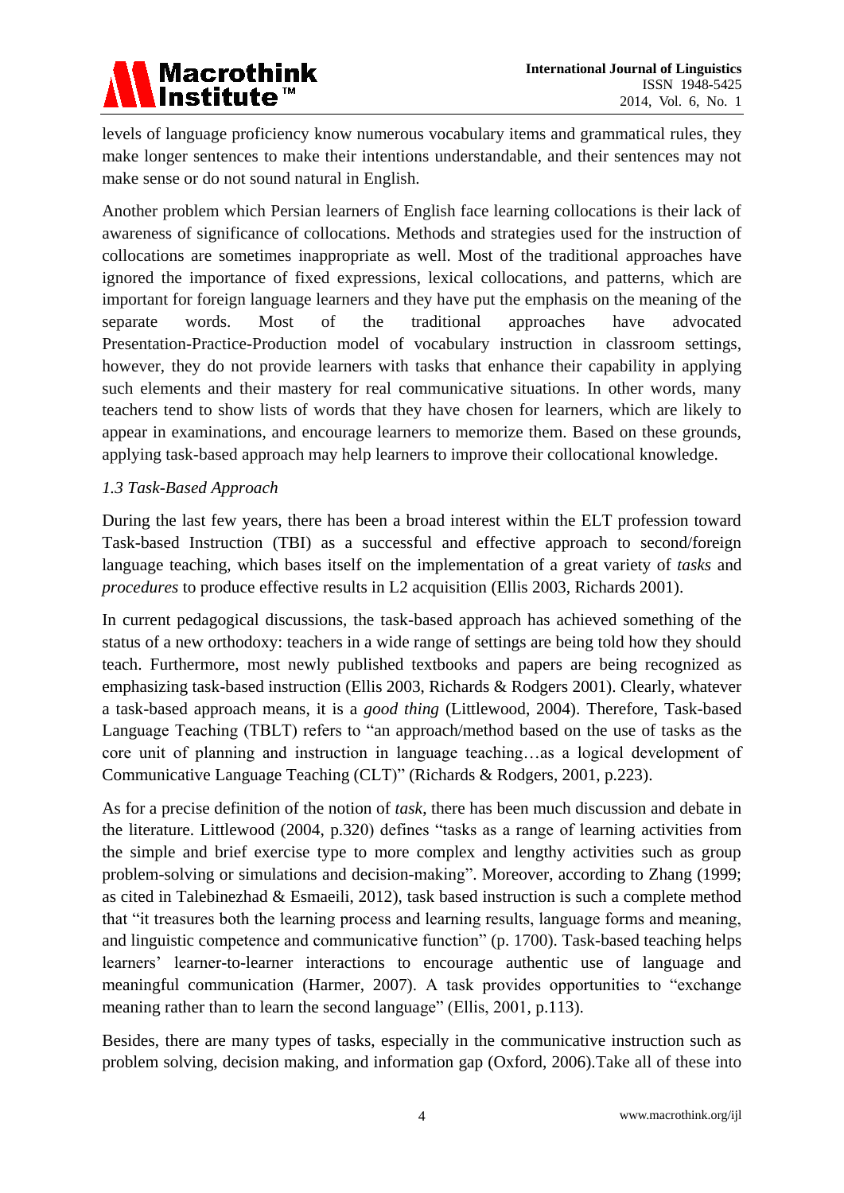levels of language proficiency know numerous vocabulary items and grammatical rules, they make longer sentences to make their intentions understandable, and their sentences may not make sense or do not sound natural in English.

Another problem which Persian learners of English face learning collocations is their lack of awareness of significance of collocations. Methods and strategies used for the instruction of collocations are sometimes inappropriate as well. Most of the traditional approaches have ignored the importance of fixed expressions, lexical collocations, and patterns, which are important for foreign language learners and they have put the emphasis on the meaning of the separate words. Most of the traditional approaches have advocated Presentation-Practice-Production model of vocabulary instruction in classroom settings, however, they do not provide learners with tasks that enhance their capability in applying such elements and their mastery for real communicative situations. In other words, many teachers tend to show lists of words that they have chosen for learners, which are likely to appear in examinations, and encourage learners to memorize them. Based on these grounds, applying task-based approach may help learners to improve their collocational knowledge.

### *1.3 Task-Based Approach*

During the last few years, there has been a broad interest within the ELT profession toward Task-based Instruction (TBI) as a successful and effective approach to second/foreign language teaching, which bases itself on the implementation of a great variety of *tasks* and *procedures* to produce effective results in L2 acquisition (Ellis 2003, Richards 2001).

In current pedagogical discussions, the task-based approach has achieved something of the status of a new orthodoxy: teachers in a wide range of settings are being told how they should teach. Furthermore, most newly published textbooks and papers are being recognized as emphasizing task-based instruction (Ellis 2003, Richards & Rodgers 2001). Clearly, whatever a task-based approach means, it is a *good thing* (Littlewood, 2004). Therefore, Task-based Language Teaching (TBLT) refers to "an approach/method based on the use of tasks as the core unit of planning and instruction in language teaching…as a logical development of Communicative Language Teaching (CLT)" (Richards & Rodgers, 2001, p.223).

As for a precise definition of the notion of *task*, there has been much discussion and debate in the literature. Littlewood (2004, p.320) defines "tasks as a range of learning activities from the simple and brief exercise type to more complex and lengthy activities such as group problem-solving or simulations and decision-making". Moreover, according to Zhang (1999; as cited in Talebinezhad & Esmaeili, 2012), task based instruction is such a complete method that "it treasures both the learning process and learning results, language forms and meaning, and linguistic competence and communicative function" (p. 1700). Task-based teaching helps learners' learner-to-learner interactions to encourage authentic use of language and meaningful communication (Harmer, 2007). A task provides opportunities to "exchange meaning rather than to learn the second language" (Ellis, 2001, p.113).

Besides, there are many types of tasks, especially in the communicative instruction such as problem solving, decision making, and information gap (Oxford, 2006).Take all of these into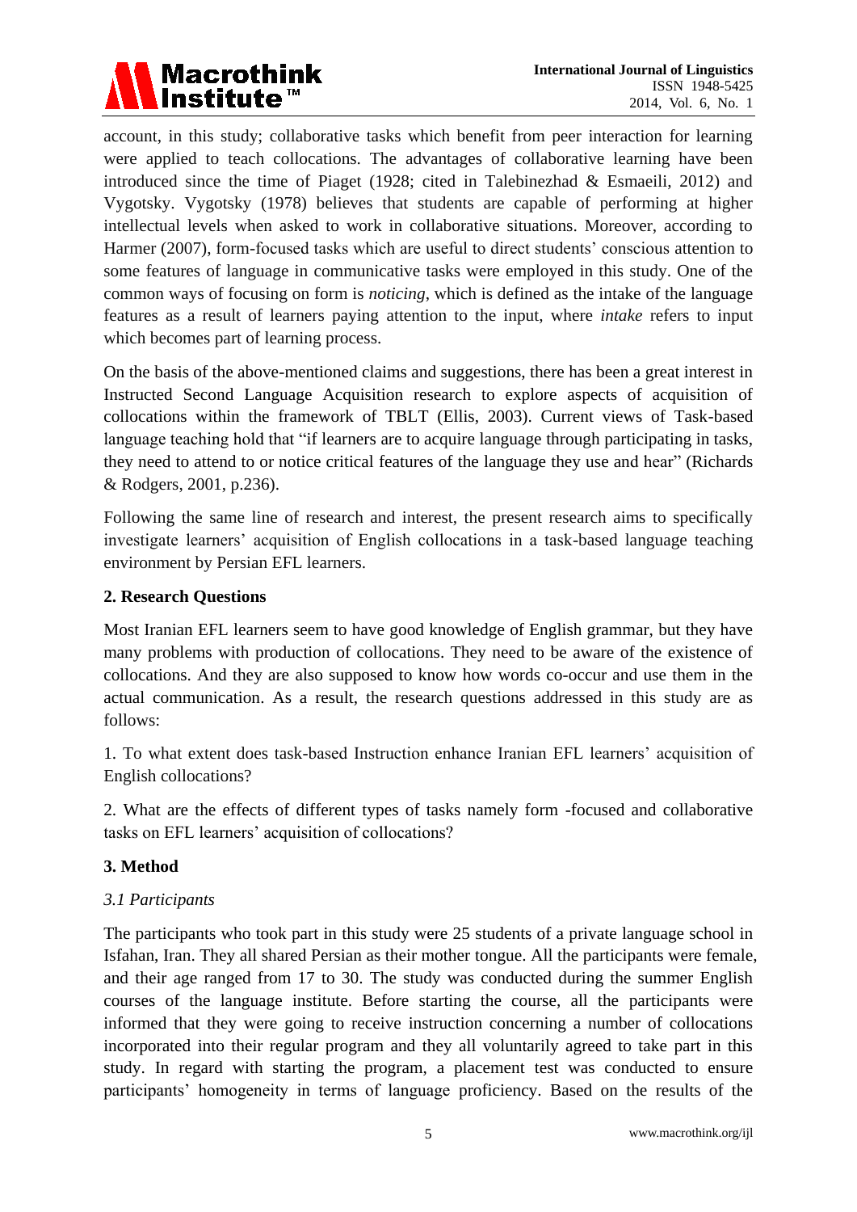account, in this study; collaborative tasks which benefit from peer interaction for learning were applied to teach collocations. The advantages of collaborative learning have been introduced since the time of Piaget (1928; cited in Talebinezhad & Esmaeili, 2012) and Vygotsky. Vygotsky (1978) believes that students are capable of performing at higher intellectual levels when asked to work in collaborative situations. Moreover, according to Harmer (2007), form-focused tasks which are useful to direct students' conscious attention to some features of language in communicative tasks were employed in this study. One of the common ways of focusing on form is *noticing*, which is defined as the intake of the language features as a result of learners paying attention to the input, where *intake* refers to input which becomes part of learning process.

On the basis of the above-mentioned claims and suggestions, there has been a great interest in Instructed Second Language Acquisition research to explore aspects of acquisition of collocations within the framework of TBLT (Ellis, 2003). Current views of Task-based language teaching hold that "if learners are to acquire language through participating in tasks, they need to attend to or notice critical features of the language they use and hear" (Richards & Rodgers, 2001, p.236).

Following the same line of research and interest, the present research aims to specifically investigate learners' acquisition of English collocations in a task-based language teaching environment by Persian EFL learners.

## 2. Research Questions

Most Iranian EFL learners seem to have good knowledge of English grammar, but they have many problems with production of collocations. They need to be aware of the existence of collocations. And they are also supposed to know how words co-occur and use them in the actual communication. As a result, the research questions addressed in this study are as follows:

1. To what extent does task-based Instruction enhance Iranian EFL learners' acquisition of English collocations?

2. What are the effects of different types of tasks namely form -focused and collaborative tasks on EFL learners' acquisition of collocations?

## 3. Method

### *3.1 Participants*

The participants who took part in this study were 25 students of a private language school in Isfahan, Iran. They all shared Persian as their mother tongue. All the participants were female, and their age ranged from 17 to 30. The study was conducted during the summer English courses of the language institute. Before starting the course, all the participants were informed that they were going to receive instruction concerning a number of collocations incorporated into their regular program and they all voluntarily agreed to take part in this study. In regard with starting the program, a placement test was conducted to ensure participants' homogeneity in terms of language proficiency. Based on the results of the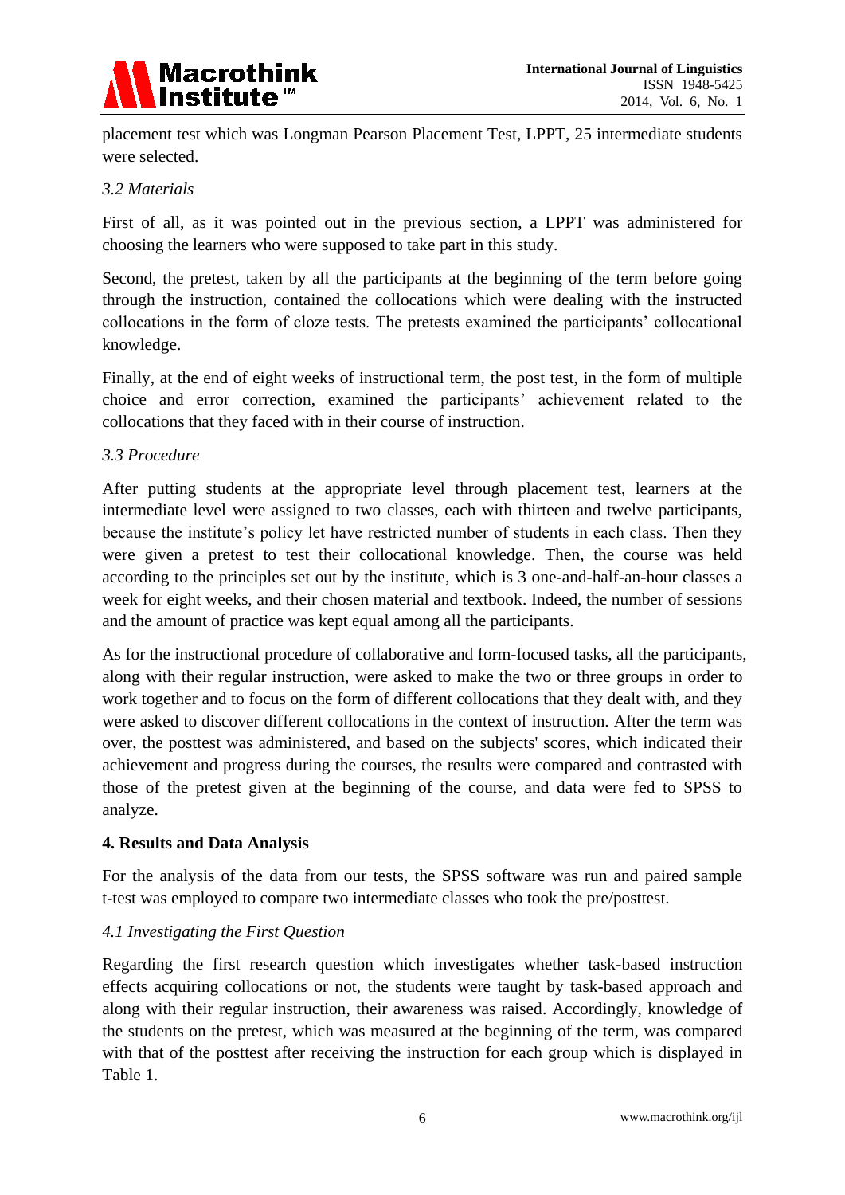placement test which was Longman Pearson Placement Test, LPPT, 25 intermediate students were selected.

### *3.2 Materials*

First of all, as it was pointed out in the previous section, a LPPT was administered for choosing the learners who were supposed to take part in this study.

Second, the pretest, taken by all the participants at the beginning of the term before going through the instruction, contained the collocations which were dealing with the instructed collocations in the form of cloze tests. The pretests examined the participants' collocational knowledge.

Finally, at the end of eight weeks of instructional term, the post test, in the form of multiple choice and error correction, examined the participants' achievement related to the collocations that they faced with in their course of instruction.

### *3.3 Procedure*

After putting students at the appropriate level through placement test, learners at the intermediate level were assigned to two classes, each with thirteen and twelve participants, because the institute's policy let have restricted number of students in each class. Then they were given a pretest to test their collocational knowledge. Then, the course was held according to the principles set out by the institute, which is 3 one-and-half-an-hour classes a week for eight weeks, and their chosen material and textbook. Indeed, the number of sessions and the amount of practice was kept equal among all the participants.

As for the instructional procedure of collaborative and form-focused tasks, all the participants, along with their regular instruction, were asked to make the two or three groups in order to work together and to focus on the form of different collocations that they dealt with, and they were asked to discover different collocations in the context of instruction. After the term was over, the posttest was administered, and based on the subjects' scores, which indicated their achievement and progress during the courses, the results were compared and contrasted with those of the pretest given at the beginning of the course, and data were fed to SPSS to analyze.

## **4. Results and Data Analysis**

For the analysis of the data from our tests, the SPSS software was run and paired sample t-test was employed to compare two intermediate classes who took the pre/posttest.

### *4.1 Investigating the First Question*

Regarding the first research question which investigates whether task-based instruction effects acquiring collocations or not, the students were taught by task-based approach and along with their regular instruction, their awareness was raised. Accordingly, knowledge of the students on the pretest, which was measured at the beginning of the term, was compared with that of the posttest after receiving the instruction for each group which is displayed in Table 1.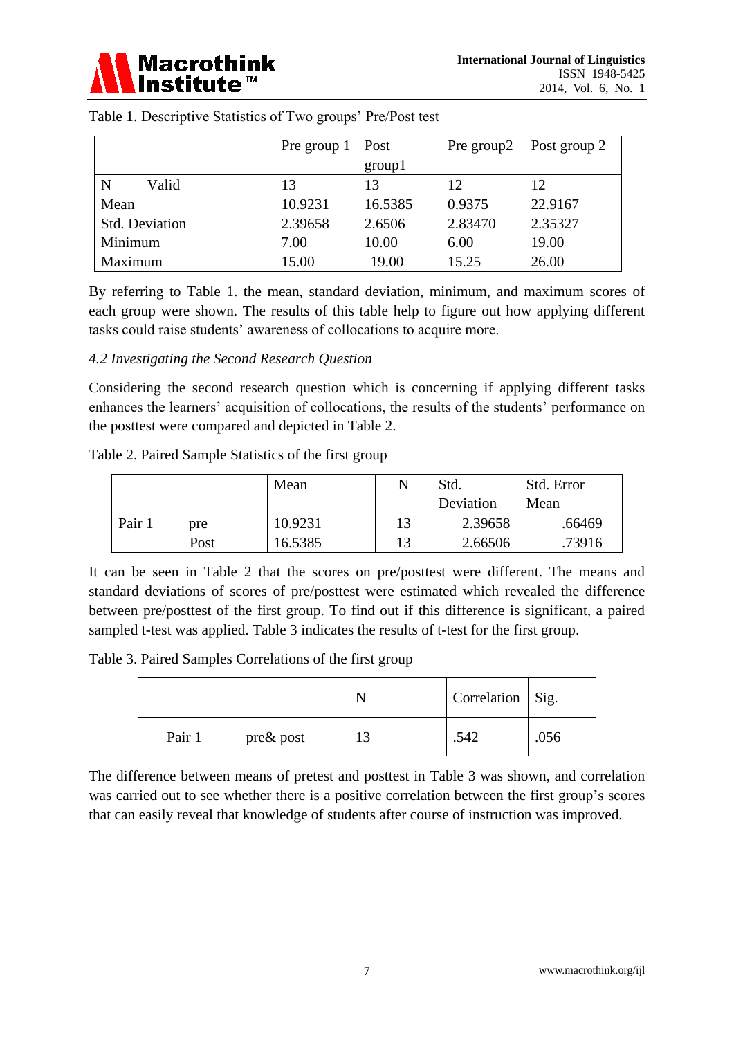Table 1. Descriptive Statistics of Two groups' Pre/Post test

| | Pre group 1 | Post group1 | Pre group2 | Post group 2 |
|---|---|---|---|---|
| N Valid | 13 | 13 | 12 | 12 |
| Mean | 10.9231 | 16.5385 | 0.9375 | 22.9167 |
| Std. Deviation | 2.39658 | 2.6506 | 2.83470 | 2.35327 |
| Minimum | 7.00 | 10.00 | 6.00 | 19.00 |
| Maximum | 15.00 | 19.00 | 15.25 | 26.00 |

By referring to Table 1. the mean, standard deviation, minimum, and maximum scores of each group were shown. The results of this table help to figure out how applying different tasks could raise students' awareness of collocations to acquire more.

### *4.2 Investigating the Second Research Question*

Considering the second research question which is concerning if applying different tasks enhances the learners' acquisition of collocations, the results of the students' performance on the posttest were compared and depicted in Table 2.

Table 2. Paired Sample Statistics of the first group

| | | Mean | N | Std. Deviation | Std. Error Mean |
|---|---|---|---|---|---|
| Pair 1 | pre | 10.9231 | 13 | 2.39658 | .66469 |
| | Post | 16.5385 | 13 | 2.66506 | .73916 |

It can be seen in Table 2 that the scores on pre/posttest were different. The means and standard deviations of scores of pre/posttest were estimated which revealed the difference between pre/posttest of the first group. To find out if this difference is significant, a paired sampled t-test was applied. Table 3 indicates the results of t-test for the first group.

Table 3. Paired Samples Correlations of the first group

| | | N | Correlation | Sig. |
|---|---|---|---|---|
| Pair 1 | pre& post | 13 | .542 | .056 |

The difference between means of pretest and posttest in Table 3 was shown, and correlation was carried out to see whether there is a positive correlation between the first group's scores that can easily reveal that knowledge of students after course of instruction was improved.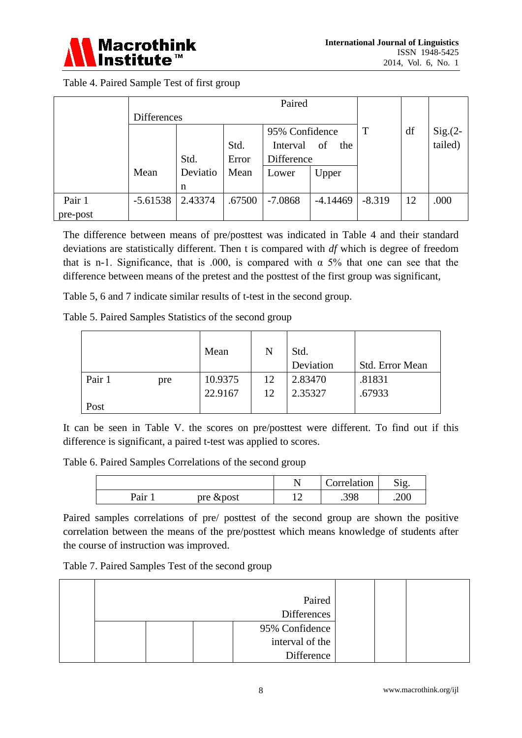Table 4. Paired Sample Test of first group

| | Paired Differences | | | | | T | df | Sig.(2-tailed) |
|---|---|---|---|---|---|---|---|---|
| | Mean | Std. Deviation | Std. Error Mean | 95% Confidence Interval of the Difference | | | | |
| | | | | Lower | Upper | | | |
| Pair 1 pre-post | -5.61538 | 2.43374 | .67500 | -7.0868 | -4.14469 | -8.319 | 12 | .000 |

The difference between means of pre/posttest was indicated in Table 4 and their standard deviations are statistically different. Then t is compared with *df* which is degree of freedom that is n-1. Significance, that is .000, is compared with α 5% that one can see that the difference between means of the pretest and the posttest of the first group was significant,

Table 5, 6 and 7 indicate similar results of t-test in the second group.

Table 5. Paired Samples Statistics of the second group

| | | Mean | N | Std. Deviation | Std. Error Mean |
|---|---|---|---|---|---|
| Pair 1 | pre | 10.9375 | 12 | 2.83470 | .81831 |
| | Post | 22.9167 | 12 | 2.35327 | .67933 |

It can be seen in Table V. the scores on pre/posttest were different. To find out if this difference is significant, a paired t-test was applied to scores.

Table 6. Paired Samples Correlations of the second group

| | | N | Correlation | Sig. |
|---|---|---|---|---|
| Pair 1 | pre &post | 12 | .398 | .200 |

Paired samples correlations of pre/ posttest of the second group are shown the positive correlation between the means of the pre/posttest which means knowledge of students after the course of instruction was improved.

Table 7. Paired Samples Test of the second group

| | Paired Differences | | | | | | |
|---|---|---|---|---|---|---|---|
| | | | | 95% Confidence interval of the Difference | | | |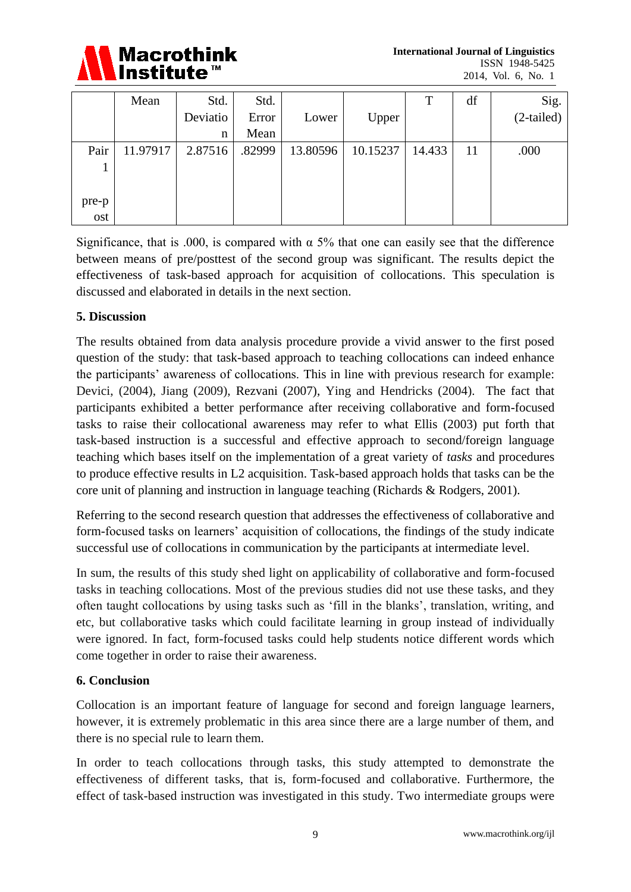| | Mean | Std. Deviation | Std. Error Mean | Lower | Upper | T | df | Sig. (2-tailed) |
|---|---|---|---|---|---|---|---|---|
| Pair 1 pre-post | 11.97917 | 2.87516 | .82999 | 13.80596 | 10.15237 | 14.433 | 11 | .000 |

Significance, that is .000, is compared with α 5% that one can easily see that the difference between means of pre/posttest of the second group was significant. The results depict the effectiveness of task-based approach for acquisition of collocations. This speculation is discussed and elaborated in details in the next section.

## 5. Discussion

The results obtained from data analysis procedure provide a vivid answer to the first posed question of the study: that task-based approach to teaching collocations can indeed enhance the participants' awareness of collocations. This in line with previous research for example: Devici, (2004), Jiang (2009), Rezvani (2007), Ying and Hendricks (2004). The fact that participants exhibited a better performance after receiving collaborative and form-focused tasks to raise their collocational awareness may refer to what Ellis (2003) put forth that task-based instruction is a successful and effective approach to second/foreign language teaching which bases itself on the implementation of a great variety of *tasks* and procedures to produce effective results in L2 acquisition. Task-based approach holds that tasks can be the core unit of planning and instruction in language teaching (Richards & Rodgers, 2001).

Referring to the second research question that addresses the effectiveness of collaborative and form-focused tasks on learners' acquisition of collocations, the findings of the study indicate successful use of collocations in communication by the participants at intermediate level.

In sum, the results of this study shed light on applicability of collaborative and form-focused tasks in teaching collocations. Most of the previous studies did not use these tasks, and they often taught collocations by using tasks such as 'fill in the blanks', translation, writing, and etc, but collaborative tasks which could facilitate learning in group instead of individually were ignored. In fact, form-focused tasks could help students notice different words which come together in order to raise their awareness.

## 6. Conclusion

Collocation is an important feature of language for second and foreign language learners, however, it is extremely problematic in this area since there are a large number of them, and there is no special rule to learn them.

In order to teach collocations through tasks, this study attempted to demonstrate the effectiveness of different tasks, that is, form-focused and collaborative. Furthermore, the effect of task-based instruction was investigated in this study. Two intermediate groups were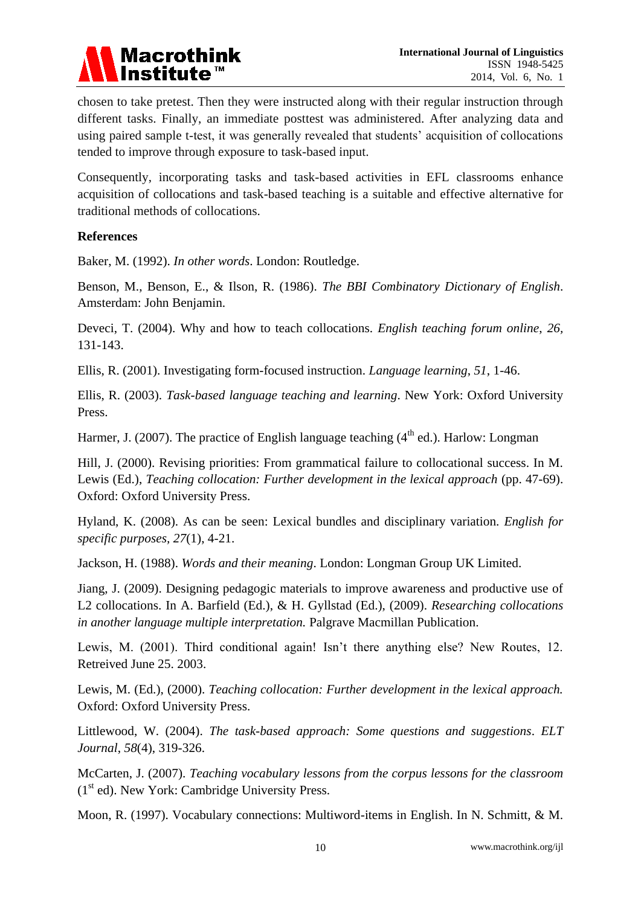chosen to take pretest. Then they were instructed along with their regular instruction through different tasks. Finally, an immediate posttest was administered. After analyzing data and using paired sample t-test, it was generally revealed that students' acquisition of collocations tended to improve through exposure to task-based input.

Consequently, incorporating tasks and task-based activities in EFL classrooms enhance acquisition of collocations and task-based teaching is a suitable and effective alternative for traditional methods of collocations.

**References**

Baker, M. (1992). *In other words*. London: Routledge.

Benson, M., Benson, E., & Ilson, R. (1986). *The BBI Combinatory Dictionary of English*. Amsterdam: John Benjamin.

Deveci, T. (2004). Why and how to teach collocations. *English teaching forum online*, *26*, 131-143.

Ellis, R. (2001). Investigating form-focused instruction. *Language learning*, *51*, 1-46.

Ellis, R. (2003). *Task-based language teaching and learning*. New York: Oxford University Press.

Harmer, J. (2007). The practice of English language teaching (4th ed.). Harlow: Longman

Hill, J. (2000). Revising priorities: From grammatical failure to collocational success. In M. Lewis (Ed.), *Teaching collocation: Further development in the lexical approach* (pp. 47-69). Oxford: Oxford University Press.

Hyland, K. (2008). As can be seen: Lexical bundles and disciplinary variation. *English for specific purposes*, *27*(1), 4-21.

Jackson, H. (1988). *Words and their meaning*. London: Longman Group UK Limited.

Jiang, J. (2009). Designing pedagogic materials to improve awareness and productive use of L2 collocations. In A. Barfield (Ed.), & H. Gyllstad (Ed.), (2009). *Researching collocations in another language multiple interpretation.* Palgrave Macmillan Publication.

Lewis, M. (2001). Third conditional again! Isn't there anything else? New Routes, 12. Retreived June 25. 2003.

Lewis, M. (Ed.), (2000). *Teaching collocation: Further development in the lexical approach.* Oxford: Oxford University Press.

Littlewood, W. (2004). *The task-based approach: Some questions and suggestions*. *ELT Journal*, *58*(4), 319-326.

McCarten, J. (2007). *Teaching vocabulary lessons from the corpus lessons for the classroom* (1st ed). New York: Cambridge University Press.

Moon, R. (1997). Vocabulary connections: Multiword-items in English. In N. Schmitt, & M.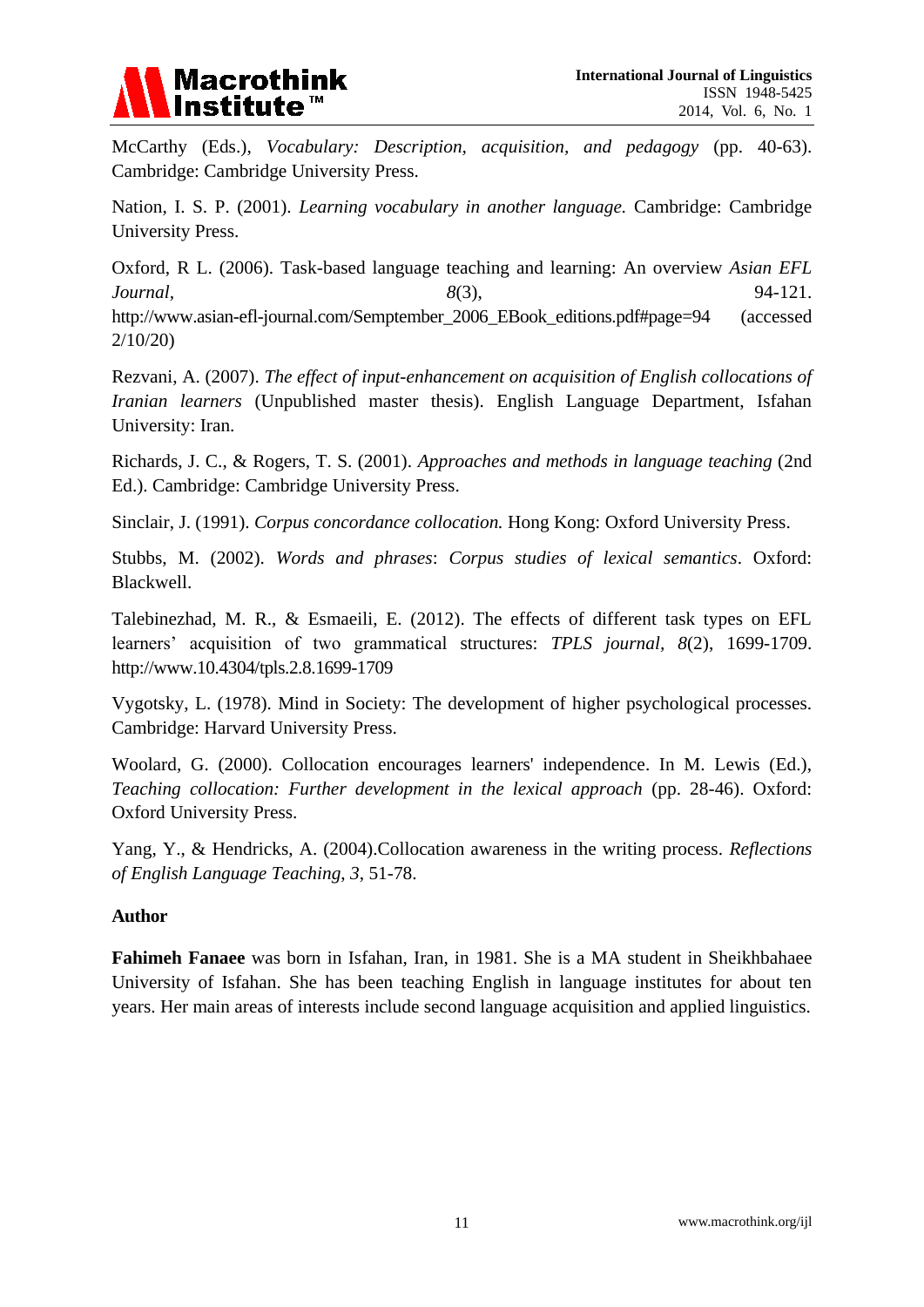McCarthy (Eds.), *Vocabulary: Description, acquisition, and pedagogy* (pp. 40-63). Cambridge: Cambridge University Press.

Nation, I. S. P. (2001). *Learning vocabulary in another language.* Cambridge: Cambridge University Press.

Oxford, R L. (2006). Task-based language teaching and learning: An overview *Asian EFL Journal*, *8*(3), 94-121. http://www.asian-efl-journal.com/Semptember_2006_EBook_editions.pdf#page=94 (accessed 2/10/20)

Rezvani, A. (2007). *The effect of input-enhancement on acquisition of English collocations of Iranian learners* (Unpublished master thesis). English Language Department, Isfahan University: Iran.

Richards, J. C., & Rogers, T. S. (2001). *Approaches and methods in language teaching* (2nd Ed.). Cambridge: Cambridge University Press.

Sinclair, J. (1991). *Corpus concordance collocation.* Hong Kong: Oxford University Press.

Stubbs, M. (2002). *Words and phrases*: *Corpus studies of lexical semantics*. Oxford: Blackwell.

Talebinezhad, M. R., & Esmaeili, E. (2012). The effects of different task types on EFL learners' acquisition of two grammatical structures: *TPLS journal*, *8*(2), 1699-1709. http://www.10.4304/tpls.2.8.1699-1709

Vygotsky, L. (1978). Mind in Society: The development of higher psychological processes. Cambridge: Harvard University Press.

Woolard, G. (2000). Collocation encourages learners' independence. In M. Lewis (Ed.), *Teaching collocation: Further development in the lexical approach* (pp. 28-46). Oxford: Oxford University Press.

Yang, Y., & Hendricks, A. (2004).Collocation awareness in the writing process. *Reflections of English Language Teaching*, *3*, 51-78.

## Author

**Fahimeh Fanaee** was born in Isfahan, Iran, in 1981. She is a MA student in Sheikhbahaee University of Isfahan. She has been teaching English in language institutes for about ten years. Her main areas of interests include second language acquisition and applied linguistics.